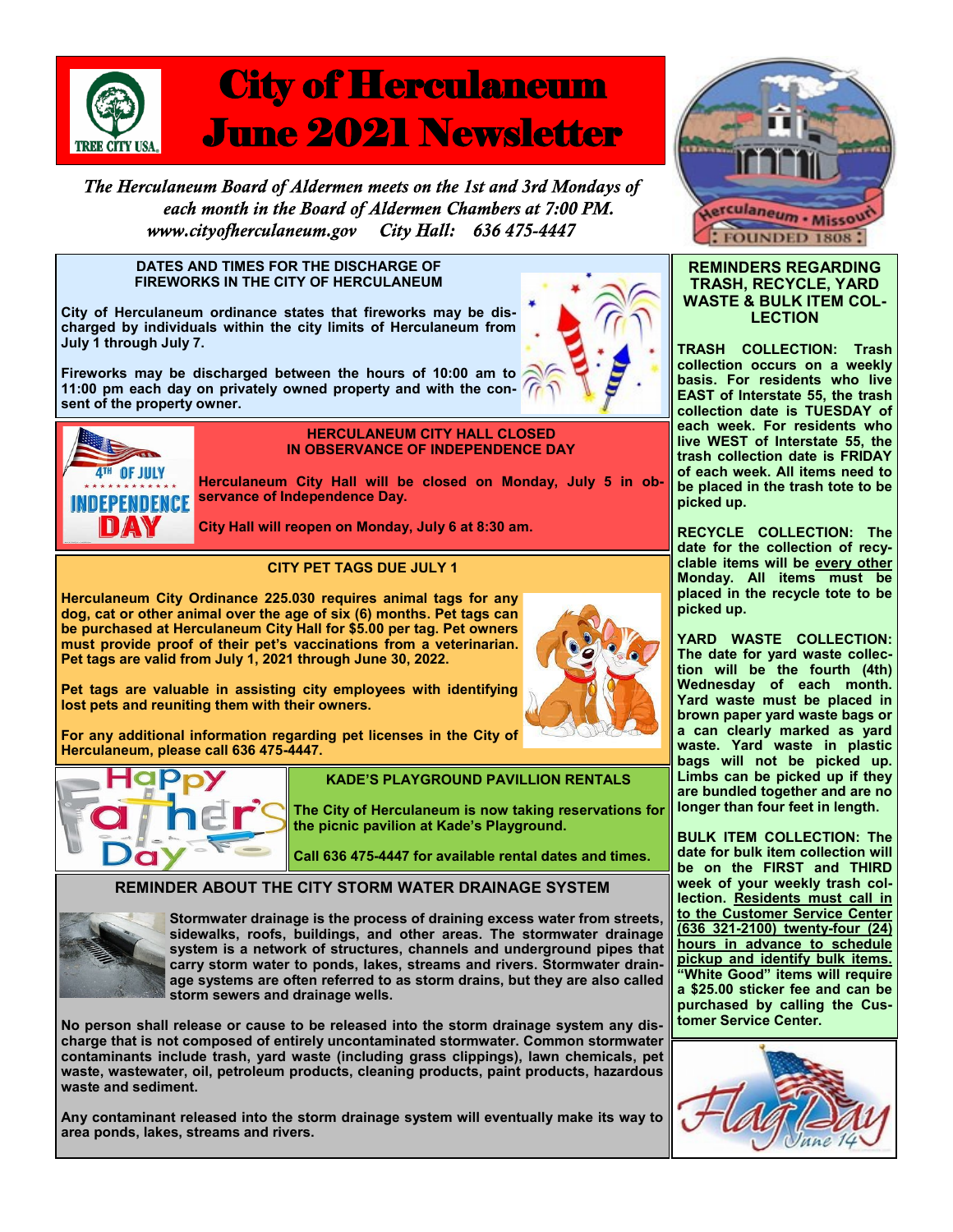# City of Herculaneum June 2021 Newsletter

*The Herculaneum Board of Aldermen meets on the 1st and 3rd Mondays of each month in the Board of Aldermen Chambers at 7:00 PM.*
*www.cityofherculaneum.gov City Hall: 636 475-4447*

## DATES AND TIMES FOR THE DISCHARGE OF FIREWORKS IN THE CITY OF HERCULANEUM

**City of Herculaneum ordinance states that fireworks may be discharged by individuals within the city limits of Herculaneum from July 1 through July 7.**

**Fireworks may be discharged between the hours of 10:00 am to 11:00 pm each day on privately owned property and with the consent of the property owner.**

## HERCULANEUM CITY HALL CLOSED IN OBSERVANCE OF INDEPENDENCE DAY

**Herculaneum City Hall will be closed on Monday, July 5 in observance of Independence Day.**

**City Hall will reopen on Monday, July 6 at 8:30 am.**

## CITY PET TAGS DUE JULY 1

**Herculaneum City Ordinance 225.030 requires animal tags for any dog, cat or other animal over the age of six (6) months. Pet tags can be purchased at Herculaneum City Hall for $5.00 per tag. Pet owners must provide proof of their pet's vaccinations from a veterinarian. Pet tags are valid from July 1, 2021 through June 30, 2022.**

**Pet tags are valuable in assisting city employees with identifying lost pets and reuniting them with their owners.**

**For any additional information regarding pet licenses in the City of Herculaneum, please call 636 475-4447.**

## KADE'S PLAYGROUND PAVILLION RENTALS

**The City of Herculaneum is now taking reservations for the picnic pavilion at Kade's Playground.**

**Call 636 475-4447 for available rental dates and times.**

## REMINDER ABOUT THE CITY STORM WATER DRAINAGE SYSTEM

**Stormwater drainage is the process of draining excess water from streets, sidewalks, roofs, buildings, and other areas. The stormwater drainage system is a network of structures, channels and underground pipes that carry storm water to ponds, lakes, streams and rivers. Stormwater drainage systems are often referred to as storm drains, but they are also called storm sewers and drainage wells.**

**No person shall release or cause to be released into the storm drainage system any discharge that is not composed of entirely uncontaminated stormwater. Common stormwater contaminants include trash, yard waste (including grass clippings), lawn chemicals, pet waste, wastewater, oil, petroleum products, cleaning products, paint products, hazardous waste and sediment.**

**Any contaminant released into the storm drainage system will eventually make its way to area ponds, lakes, streams and rivers.**

## REMINDERS REGARDING TRASH, RECYCLE, YARD WASTE & BULK ITEM COLLECTION

**TRASH COLLECTION: Trash collection occurs on a weekly basis. For residents who live EAST of Interstate 55, the trash collection date is TUESDAY of each week. For residents who live WEST of Interstate 55, the trash collection date is FRIDAY of each week. All items need to be placed in the trash tote to be picked up.**

**RECYCLE COLLECTION: The date for the collection of recyclable items will be <u>every other</u> Monday. All items must be placed in the recycle tote to be picked up.**

**YARD WASTE COLLECTION: The date for yard waste collection will be the fourth (4th) Wednesday of each month. Yard waste must be placed in brown paper yard waste bags or a can clearly marked as yard waste. Yard waste in plastic bags will not be picked up. Limbs can be picked up if they are bundled together and are no longer than four feet in length.**

**BULK ITEM COLLECTION: The date for bulk item collection will be on the FIRST and THIRD week of your weekly trash collection. <u>Residents must call in to the Customer Service Center (636 321-2100) twenty-four (24) hours in advance to schedule pickup and identify bulk items.</u> "White Good" items will require a $25.00 sticker fee and can be purchased by calling the Customer Service Center.**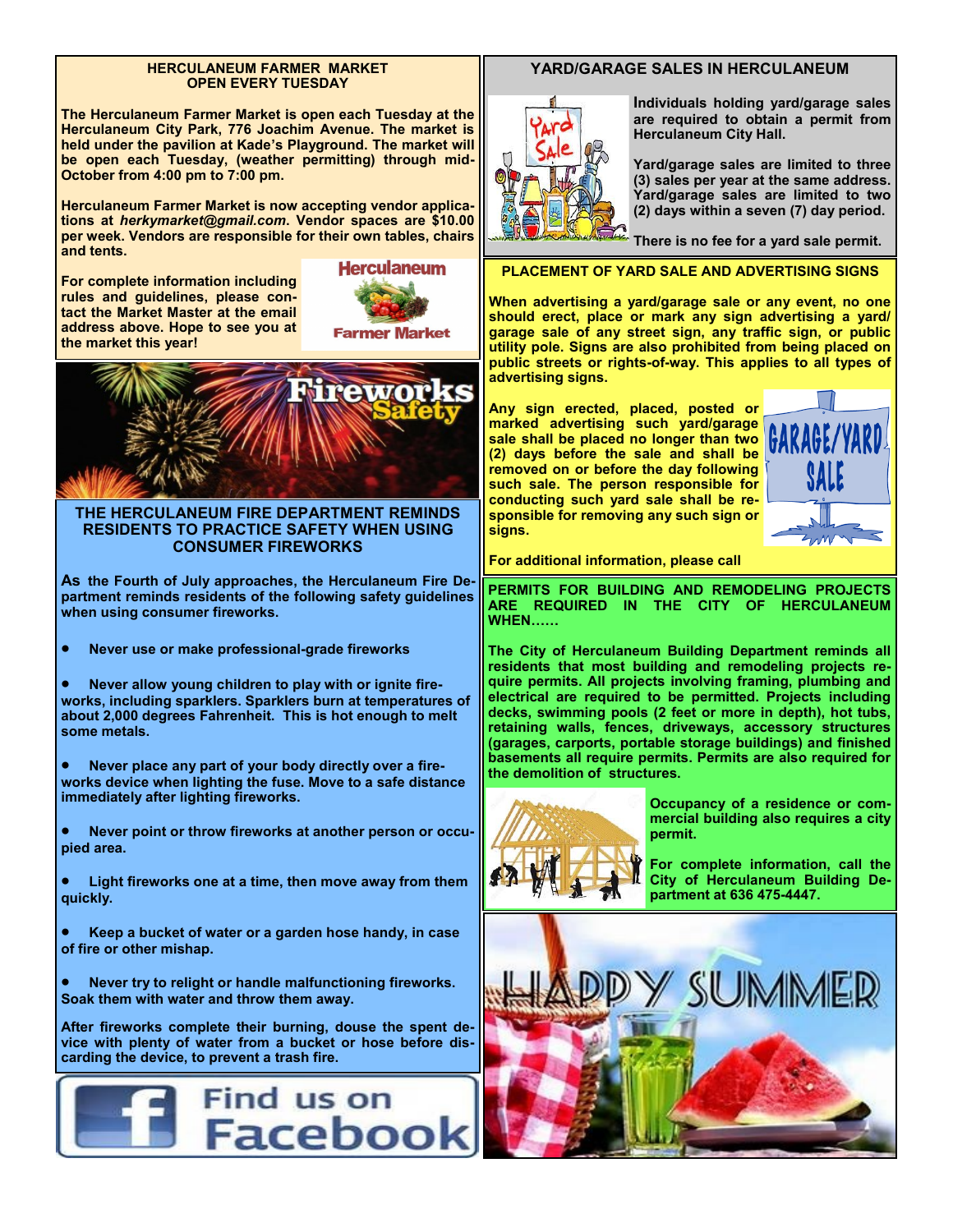## HERCULANEUM FARMER MARKET OPEN EVERY TUESDAY

**The Herculaneum Farmer Market is open each Tuesday at the Herculaneum City Park, 776 Joachim Avenue. The market is held under the pavilion at Kade's Playground. The market will be open each Tuesday, (weather permitting) through mid-October from 4:00 pm to 7:00 pm.**

**Herculaneum Farmer Market is now accepting vendor applications at *herkymarket@gmail.com*. Vendor spaces are $10.00 per week. Vendors are responsible for their own tables, chairs and tents.**

**For complete information including rules and guidelines, please contact the Market Master at the email address above. Hope to see you at the market this year!**

Herculaneum Farmer Market

Fireworks Safety

## THE HERCULANEUM FIRE DEPARTMENT REMINDS RESIDENTS TO PRACTICE SAFETY WHEN USING CONSUMER FIREWORKS

**As the Fourth of July approaches, the Herculaneum Fire Department reminds residents of the following safety guidelines when using consumer fireworks.**

- **Never use or make professional-grade fireworks**
- **Never allow young children to play with or ignite fireworks, including sparklers. Sparklers burn at temperatures of about 2,000 degrees Fahrenheit. This is hot enough to melt some metals.**
- **Never place any part of your body directly over a fireworks device when lighting the fuse. Move to a safe distance immediately after lighting fireworks.**
- **Never point or throw fireworks at another person or occupied area.**
- **Light fireworks one at a time, then move away from them quickly.**
- **Keep a bucket of water or a garden hose handy, in case of fire or other mishap.**
- **Never try to relight or handle malfunctioning fireworks. Soak them with water and throw them away.**

**After fireworks complete their burning, douse the spent device with plenty of water from a bucket or hose before discarding the device, to prevent a trash fire.**

Find us on Facebook

## YARD/GARAGE SALES IN HERCULANEUM

**Individuals holding yard/garage sales are required to obtain a permit from Herculaneum City Hall.**

**Yard/garage sales are limited to three (3) sales per year at the same address. Yard/garage sales are limited to two (2) days within a seven (7) day period.**

**There is no fee for a yard sale permit.**

## PLACEMENT OF YARD SALE AND ADVERTISING SIGNS

**When advertising a yard/garage sale or any event, no one should erect, place or mark any sign advertising a yard/garage sale of any street sign, any traffic sign, or public utility pole. Signs are also prohibited from being placed on public streets or rights-of-way. This applies to all types of advertising signs.**

**Any sign erected, placed, posted or marked advertising such yard/garage sale shall be placed no longer than two (2) days before the sale and shall be removed on or before the day following such sale. The person responsible for conducting such yard sale shall be responsible for removing any such sign or signs.**

**For additional information, please call**

## PERMITS FOR BUILDING AND REMODELING PROJECTS ARE REQUIRED IN THE CITY OF HERCULANEUM WHEN……

**The City of Herculaneum Building Department reminds all residents that most building and remodeling projects require permits. All projects involving framing, plumbing and electrical are required to be permitted. Projects including decks, swimming pools (2 feet or more in depth), hot tubs, retaining walls, fences, driveways, accessory structures (garages, carports, portable storage buildings) and finished basements all require permits. Permits are also required for the demolition of structures.**

**Occupancy of a residence or commercial building also requires a city permit.**

**For complete information, call the City of Herculaneum Building Department at 636 475-4447.**

HAPPY SUMMER